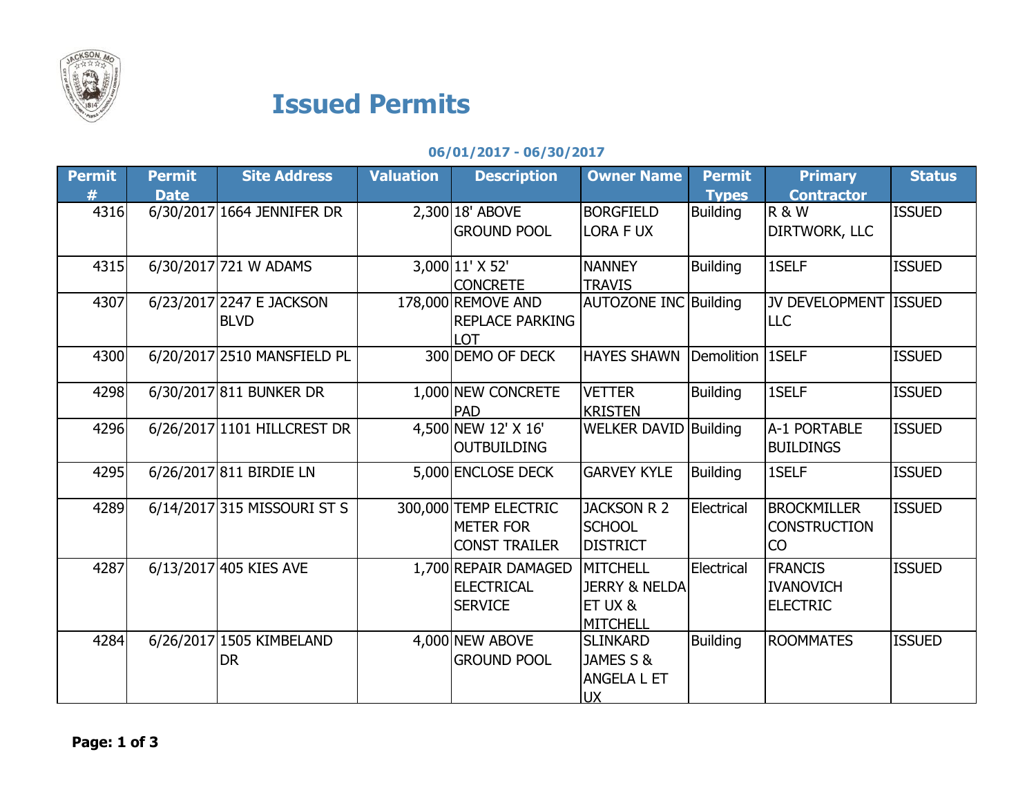# Issued Permits

**06/01/2017 - 06/30/2017**

| Permit # | Permit Date | Site Address | Valuation | Description | Owner Name | Permit Types | Primary Contractor | Status |
|---|---|---|---|---|---|---|---|---|
| 4316 | 6/30/2017 | 1664 JENNIFER DR | 2,300 | 18' ABOVE GROUND POOL | BORGFIELD LORA F UX | Building | R & W DIRTWORK, LLC | ISSUED |
| 4315 | 6/30/2017 | 721 W ADAMS | 3,000 | 11' X 52' CONCRETE | NANNEY TRAVIS | Building | 1SELF | ISSUED |
| 4307 | 6/23/2017 | 2247 E JACKSON BLVD | 178,000 | REMOVE AND REPLACE PARKING LOT | AUTOZONE INC | Building | JV DEVELOPMENT LLC | ISSUED |
| 4300 | 6/20/2017 | 2510 MANSFIELD PL | 300 | DEMO OF DECK | HAYES SHAWN | Demolition | 1SELF | ISSUED |
| 4298 | 6/30/2017 | 811 BUNKER DR | 1,000 | NEW CONCRETE PAD | VETTER KRISTEN | Building | 1SELF | ISSUED |
| 4296 | 6/26/2017 | 1101 HILLCREST DR | 4,500 | NEW 12' X 16' OUTBUILDING | WELKER DAVID | Building | A-1 PORTABLE BUILDINGS | ISSUED |
| 4295 | 6/26/2017 | 811 BIRDIE LN | 5,000 | ENCLOSE DECK | GARVEY KYLE | Building | 1SELF | ISSUED |
| 4289 | 6/14/2017 | 315 MISSOURI ST S | 300,000 | TEMP ELECTRIC METER FOR CONST TRAILER | JACKSON R 2 SCHOOL DISTRICT | Electrical | BROCKMILLER CONSTRUCTION CO | ISSUED |
| 4287 | 6/13/2017 | 405 KIES AVE | 1,700 | REPAIR DAMAGED ELECTRICAL SERVICE | MITCHELL JERRY & NELDA ET UX & MITCHELL | Electrical | FRANCIS IVANOVICH ELECTRIC | ISSUED |
| 4284 | 6/26/2017 | 1505 KIMBELAND DR | 4,000 | NEW ABOVE GROUND POOL | SLINKARD JAMES S & ANGELA L ET UX | Building | ROOMMATES | ISSUED |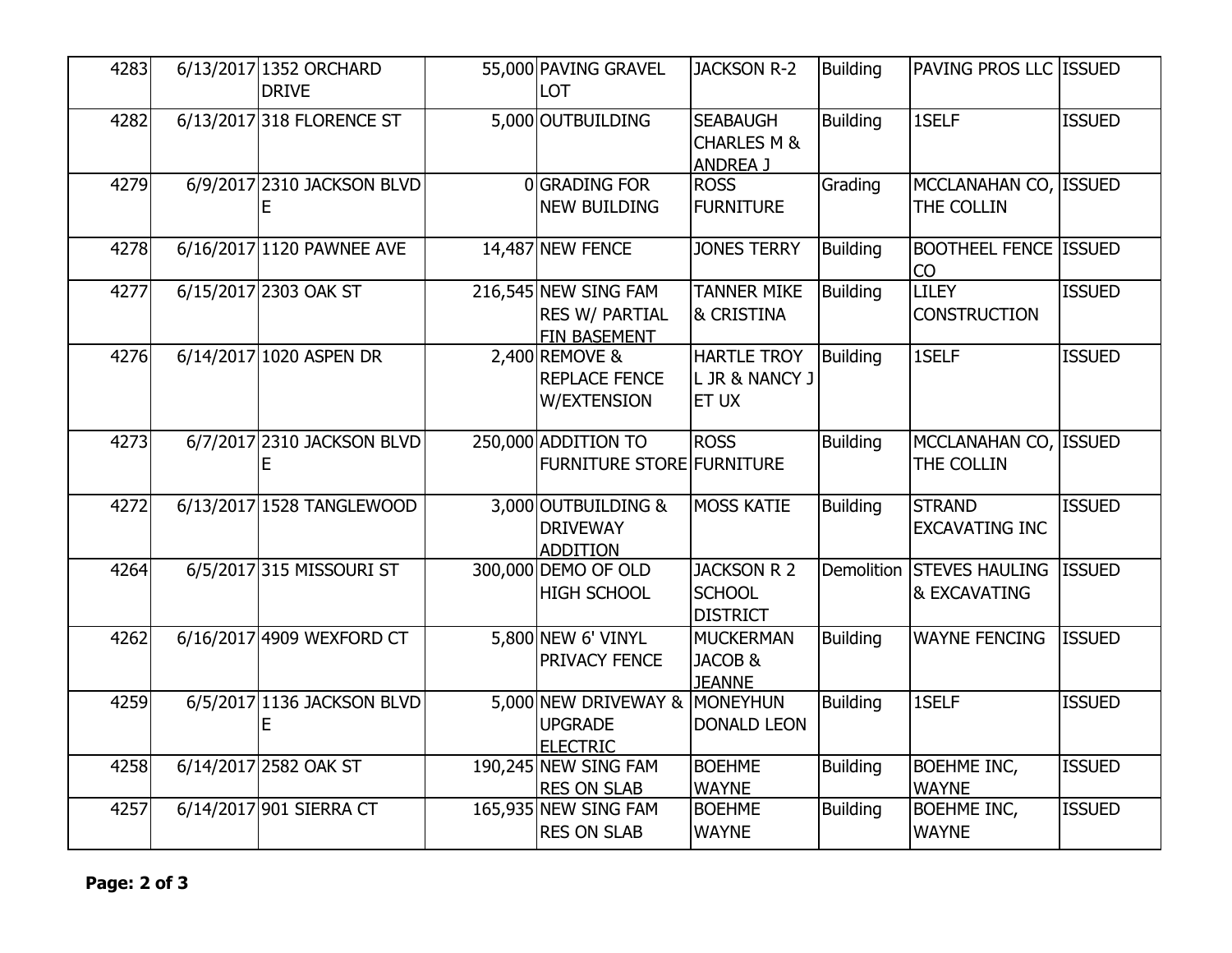| | | | | | | | | |
|---|---|---|---|---|---|---|---|---|
| 4283 | 6/13/2017 | 1352 ORCHARD DRIVE | 55,000 | PAVING GRAVEL LOT | JACKSON R-2 | Building | PAVING PROS LLC | ISSUED |
| 4282 | 6/13/2017 | 318 FLORENCE ST | 5,000 | OUTBUILDING | SEABAUGH CHARLES M & ANDREA J | Building | 1SELF | ISSUED |
| 4279 | 6/9/2017 | 2310 JACKSON BLVD E | 0 | GRADING FOR NEW BUILDING | ROSS FURNITURE | Grading | MCCLANAHAN CO, THE COLLIN | ISSUED |
| 4278 | 6/16/2017 | 1120 PAWNEE AVE | 14,487 | NEW FENCE | JONES TERRY | Building | BOOTHEEL FENCE CO | ISSUED |
| 4277 | 6/15/2017 | 2303 OAK ST | 216,545 | NEW SING FAM RES W/ PARTIAL FIN BASEMENT | TANNER MIKE & CRISTINA | Building | LILEY CONSTRUCTION | ISSUED |
| 4276 | 6/14/2017 | 1020 ASPEN DR | 2,400 | REMOVE & REPLACE FENCE W/EXTENSION | HARTLE TROY L JR & NANCY J ET UX | Building | 1SELF | ISSUED |
| 4273 | 6/7/2017 | 2310 JACKSON BLVD E | 250,000 | ADDITION TO FURNITURE STORE | ROSS FURNITURE | Building | MCCLANAHAN CO, THE COLLIN | ISSUED |
| 4272 | 6/13/2017 | 1528 TANGLEWOOD | 3,000 | OUTBUILDING & DRIVEWAY ADDITION | MOSS KATIE | Building | STRAND EXCAVATING INC | ISSUED |
| 4264 | 6/5/2017 | 315 MISSOURI ST | 300,000 | DEMO OF OLD HIGH SCHOOL | JACKSON R 2 SCHOOL DISTRICT | Demolition | STEVES HAULING & EXCAVATING | ISSUED |
| 4262 | 6/16/2017 | 4909 WEXFORD CT | 5,800 | NEW 6' VINYL PRIVACY FENCE | MUCKERMAN JACOB & JEANNE | Building | WAYNE FENCING | ISSUED |
| 4259 | 6/5/2017 | 1136 JACKSON BLVD E | 5,000 | NEW DRIVEWAY & UPGRADE ELECTRIC | MONEYHUN DONALD LEON | Building | 1SELF | ISSUED |
| 4258 | 6/14/2017 | 2582 OAK ST | 190,245 | NEW SING FAM RES ON SLAB | BOEHME WAYNE | Building | BOEHME INC, WAYNE | ISSUED |
| 4257 | 6/14/2017 | 901 SIERRA CT | 165,935 | NEW SING FAM RES ON SLAB | BOEHME WAYNE | Building | BOEHME INC, WAYNE | ISSUED |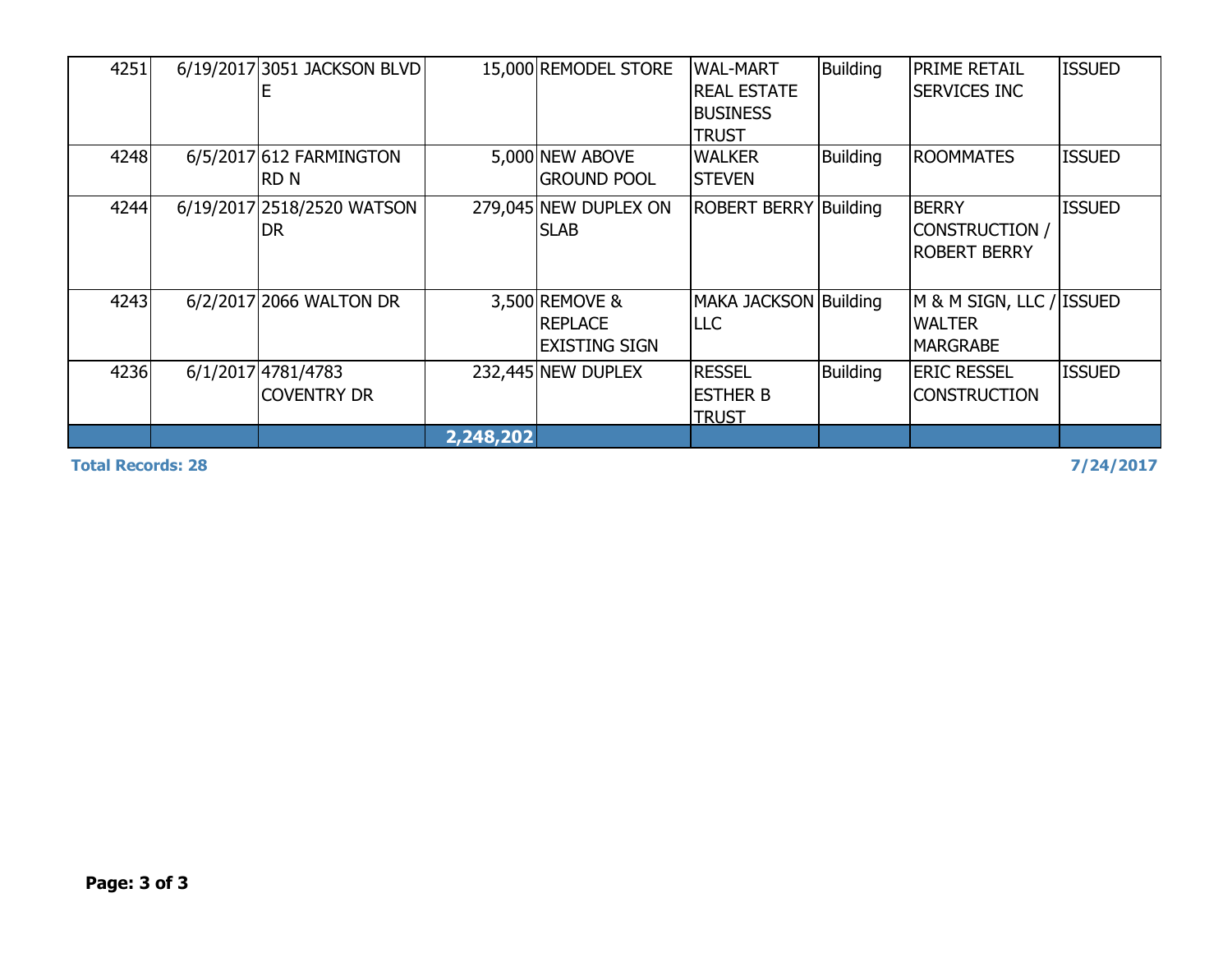| | | | | | | | | |
|---|---|---|---|---|---|---|---|---|
| 4251 | 6/19/2017 | 3051 JACKSON BLVD E | 15,000 | REMODEL STORE | WAL-MART REAL ESTATE BUSINESS TRUST | Building | PRIME RETAIL SERVICES INC | ISSUED |
| 4248 | 6/5/2017 | 612 FARMINGTON RD N | 5,000 | NEW ABOVE GROUND POOL | WALKER STEVEN | Building | ROOMMATES | ISSUED |
| 4244 | 6/19/2017 | 2518/2520 WATSON DR | 279,045 | NEW DUPLEX ON SLAB | ROBERT BERRY | Building | BERRY CONSTRUCTION / ROBERT BERRY | ISSUED |
| 4243 | 6/2/2017 | 2066 WALTON DR | 3,500 | REMOVE & REPLACE EXISTING SIGN | MAKA JACKSON LLC | Building | M & M SIGN, LLC / WALTER MARGRABE | ISSUED |
| 4236 | 6/1/2017 | 4781/4783 COVENTRY DR | 232,445 | NEW DUPLEX | RESSEL ESTHER B TRUST | Building | ERIC RESSEL CONSTRUCTION | ISSUED |
| | | | **2,248,202** | | | | | |

**Total Records: 28**

**7/24/2017**